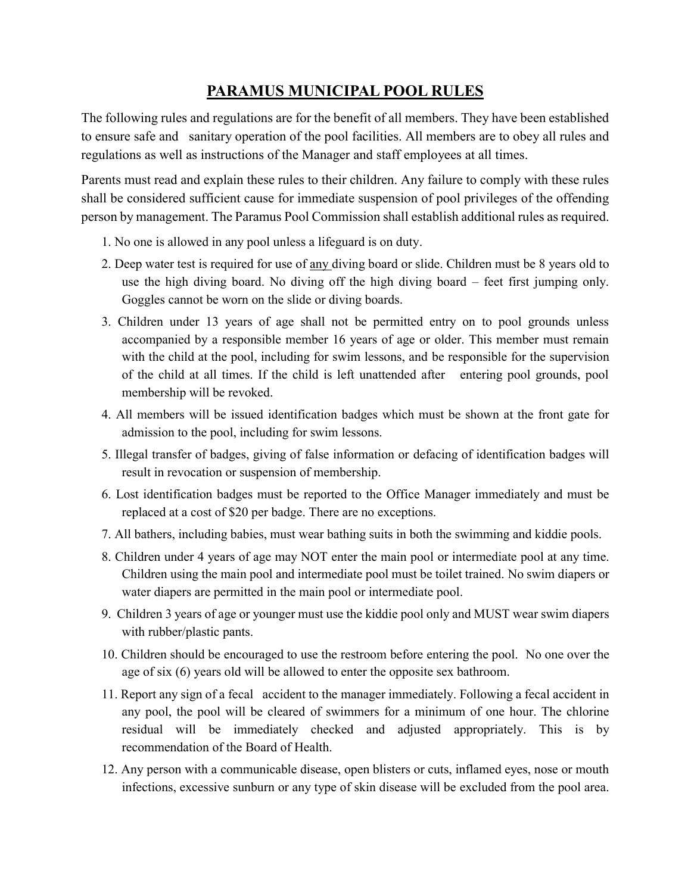# PARAMUS MUNICIPAL POOL RULES

The following rules and regulations are for the benefit of all members. They have been established to ensure safe and sanitary operation of the pool facilities. All members are to obey all rules and regulations as well as instructions of the Manager and staff employees at all times.

Parents must read and explain these rules to their children. Any failure to comply with these rules shall be considered sufficient cause for immediate suspension of pool privileges of the offending person by management. The Paramus Pool Commission shall establish additional rules as required.

1. No one is allowed in any pool unless a lifeguard is on duty.
2. Deep water test is required for use of any diving board or slide. Children must be 8 years old to use the high diving board. No diving off the high diving board – feet first jumping only. Goggles cannot be worn on the slide or diving boards.
3. Children under 13 years of age shall not be permitted entry on to pool grounds unless accompanied by a responsible member 16 years of age or older. This member must remain with the child at the pool, including for swim lessons, and be responsible for the supervision of the child at all times. If the child is left unattended after entering pool grounds, pool membership will be revoked.
4. All members will be issued identification badges which must be shown at the front gate for admission to the pool, including for swim lessons.
5. Illegal transfer of badges, giving of false information or defacing of identification badges will result in revocation or suspension of membership.
6. Lost identification badges must be reported to the Office Manager immediately and must be replaced at a cost of $20 per badge. There are no exceptions.
7. All bathers, including babies, must wear bathing suits in both the swimming and kiddie pools.
8. Children under 4 years of age may NOT enter the main pool or intermediate pool at any time. Children using the main pool and intermediate pool must be toilet trained. No swim diapers or water diapers are permitted in the main pool or intermediate pool.
9. Children 3 years of age or younger must use the kiddie pool only and MUST wear swim diapers with rubber/plastic pants.
10. Children should be encouraged to use the restroom before entering the pool. No one over the age of six (6) years old will be allowed to enter the opposite sex bathroom.
11. Report any sign of a fecal accident to the manager immediately. Following a fecal accident in any pool, the pool will be cleared of swimmers for a minimum of one hour. The chlorine residual will be immediately checked and adjusted appropriately. This is by recommendation of the Board of Health.
12. Any person with a communicable disease, open blisters or cuts, inflamed eyes, nose or mouth infections, excessive sunburn or any type of skin disease will be excluded from the pool area.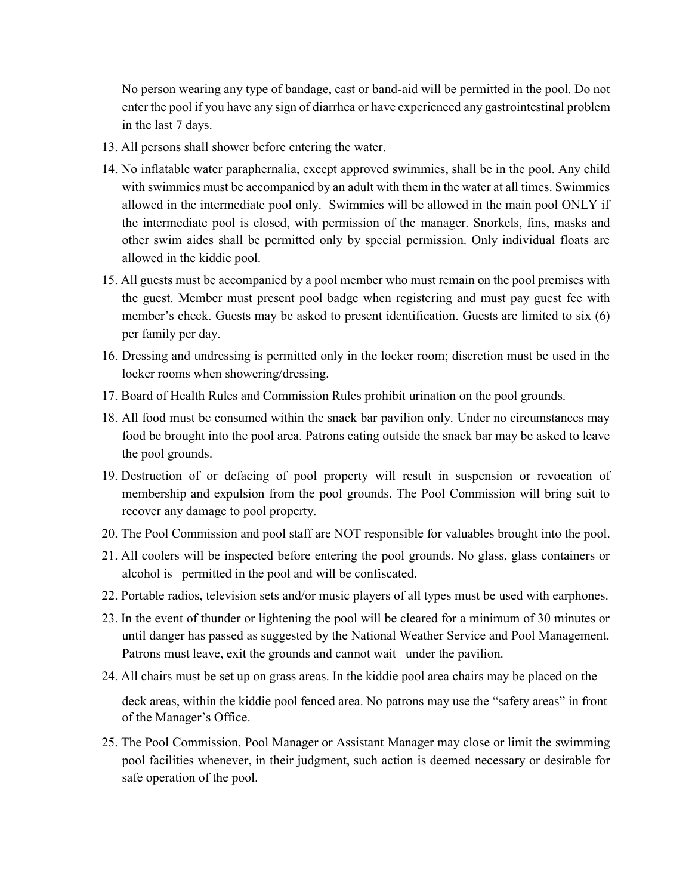No person wearing any type of bandage, cast or band-aid will be permitted in the pool. Do not enter the pool if you have any sign of diarrhea or have experienced any gastrointestinal problem in the last 7 days.

13. All persons shall shower before entering the water.
14. No inflatable water paraphernalia, except approved swimmies, shall be in the pool. Any child with swimmies must be accompanied by an adult with them in the water at all times. Swimmies allowed in the intermediate pool only. Swimmies will be allowed in the main pool ONLY if the intermediate pool is closed, with permission of the manager. Snorkels, fins, masks and other swim aides shall be permitted only by special permission. Only individual floats are allowed in the kiddie pool.
15. All guests must be accompanied by a pool member who must remain on the pool premises with the guest. Member must present pool badge when registering and must pay guest fee with member's check. Guests may be asked to present identification. Guests are limited to six (6) per family per day.
16. Dressing and undressing is permitted only in the locker room; discretion must be used in the locker rooms when showering/dressing.
17. Board of Health Rules and Commission Rules prohibit urination on the pool grounds.
18. All food must be consumed within the snack bar pavilion only. Under no circumstances may food be brought into the pool area. Patrons eating outside the snack bar may be asked to leave the pool grounds.
19. Destruction of or defacing of pool property will result in suspension or revocation of membership and expulsion from the pool grounds. The Pool Commission will bring suit to recover any damage to pool property.
20. The Pool Commission and pool staff are NOT responsible for valuables brought into the pool.
21. All coolers will be inspected before entering the pool grounds. No glass, glass containers or alcohol is permitted in the pool and will be confiscated.
22. Portable radios, television sets and/or music players of all types must be used with earphones.
23. In the event of thunder or lightening the pool will be cleared for a minimum of 30 minutes or until danger has passed as suggested by the National Weather Service and Pool Management. Patrons must leave, exit the grounds and cannot wait under the pavilion.
24. All chairs must be set up on grass areas. In the kiddie pool area chairs may be placed on the deck areas, within the kiddie pool fenced area. No patrons may use the "safety areas" in front of the Manager's Office.
25. The Pool Commission, Pool Manager or Assistant Manager may close or limit the swimming pool facilities whenever, in their judgment, such action is deemed necessary or desirable for safe operation of the pool.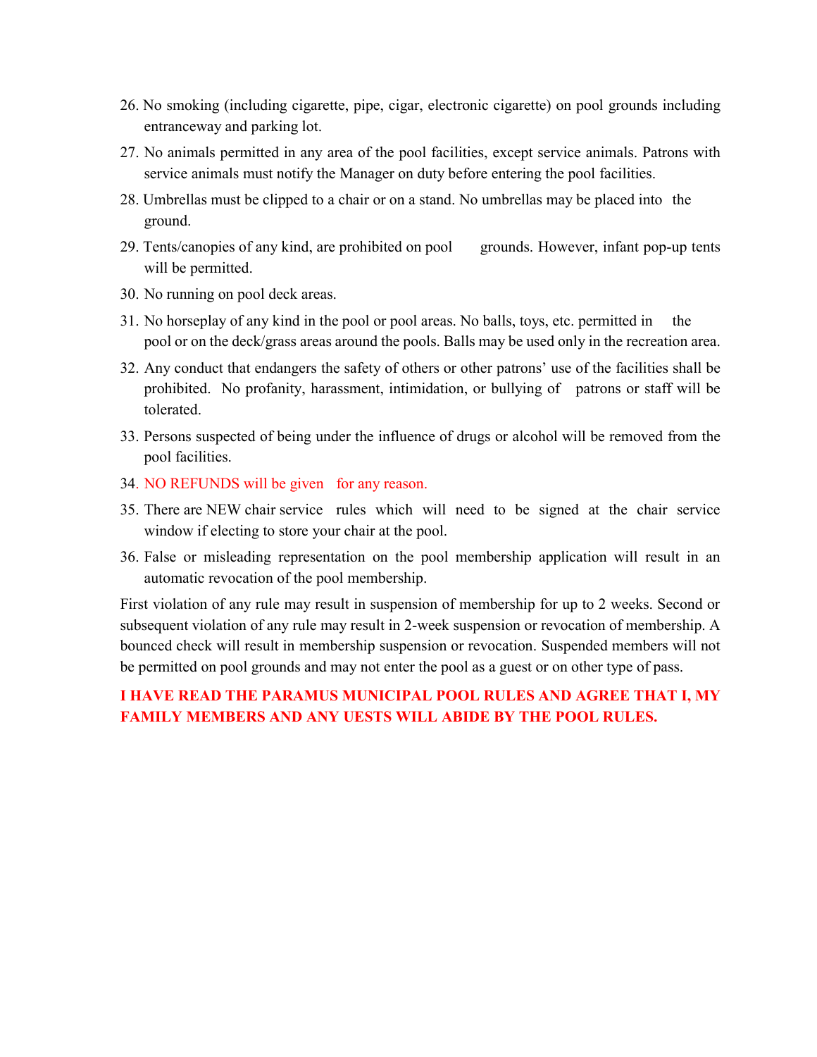26. No smoking (including cigarette, pipe, cigar, electronic cigarette) on pool grounds including entranceway and parking lot.
27. No animals permitted in any area of the pool facilities, except service animals. Patrons with service animals must notify the Manager on duty before entering the pool facilities.
28. Umbrellas must be clipped to a chair or on a stand. No umbrellas may be placed into the ground.
29. Tents/canopies of any kind, are prohibited on pool grounds. However, infant pop-up tents will be permitted.
30. No running on pool deck areas.
31. No horseplay of any kind in the pool or pool areas. No balls, toys, etc. permitted in the pool or on the deck/grass areas around the pools. Balls may be used only in the recreation area.
32. Any conduct that endangers the safety of others or other patrons' use of the facilities shall be prohibited. No profanity, harassment, intimidation, or bullying of patrons or staff will be tolerated.
33. Persons suspected of being under the influence of drugs or alcohol will be removed from the pool facilities.
34. NO REFUNDS will be given for any reason.
35. There are NEW chair service rules which will need to be signed at the chair service window if electing to store your chair at the pool.
36. False or misleading representation on the pool membership application will result in an automatic revocation of the pool membership.

First violation of any rule may result in suspension of membership for up to 2 weeks. Second or subsequent violation of any rule may result in 2-week suspension or revocation of membership. A bounced check will result in membership suspension or revocation. Suspended members will not be permitted on pool grounds and may not enter the pool as a guest or on other type of pass.

**I HAVE READ THE PARAMUS MUNICIPAL POOL RULES AND AGREE THAT I, MY FAMILY MEMBERS AND ANY UESTS WILL ABIDE BY THE POOL RULES.**